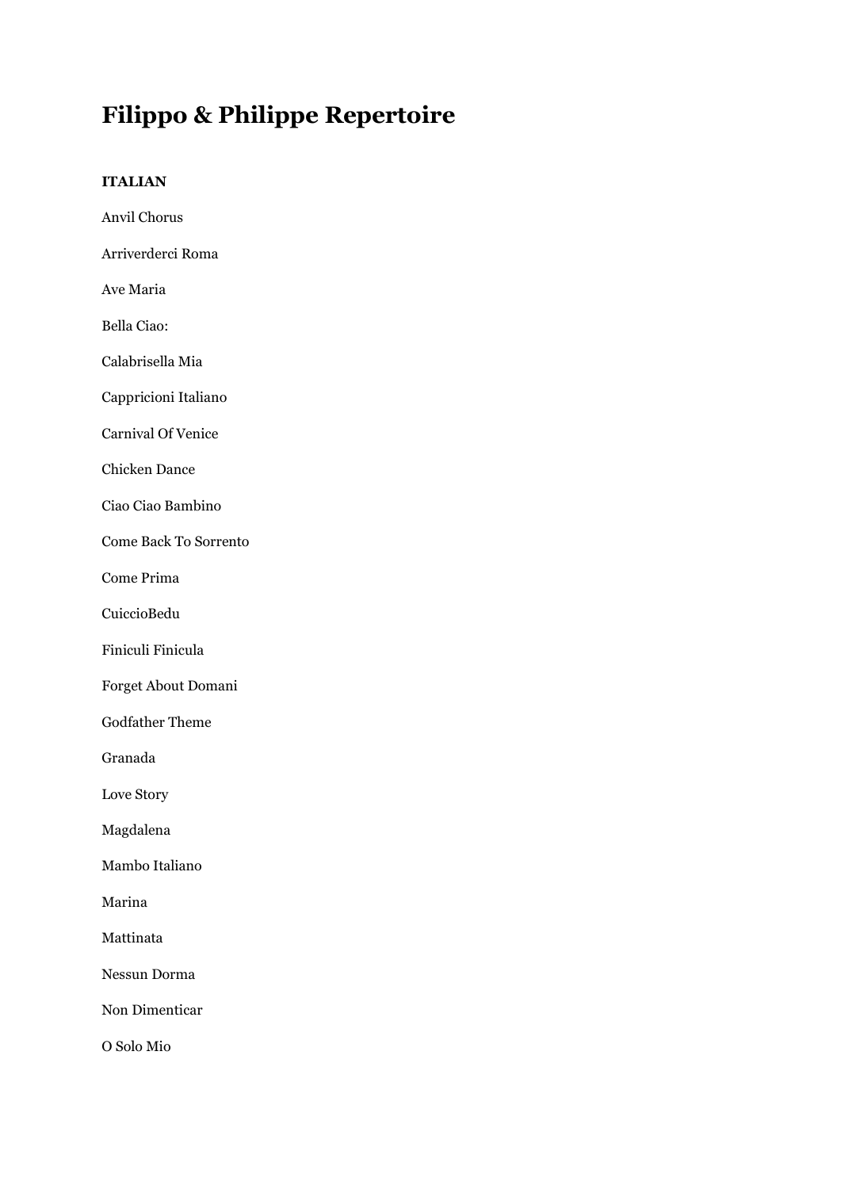# Filippo & Philippe Repertoire

**ITALIAN**

Anvil Chorus

Arriverderci Roma

Ave Maria

Bella Ciao:

Calabrisella Mia

Cappricioni Italiano

Carnival Of Venice

Chicken Dance

Ciao Ciao Bambino

Come Back To Sorrento

Come Prima

CuiccioBedu

Finiculi Finicula

Forget About Domani

Godfather Theme

Granada

Love Story

Magdalena

Mambo Italiano

Marina

Mattinata

Nessun Dorma

Non Dimenticar

O Solo Mio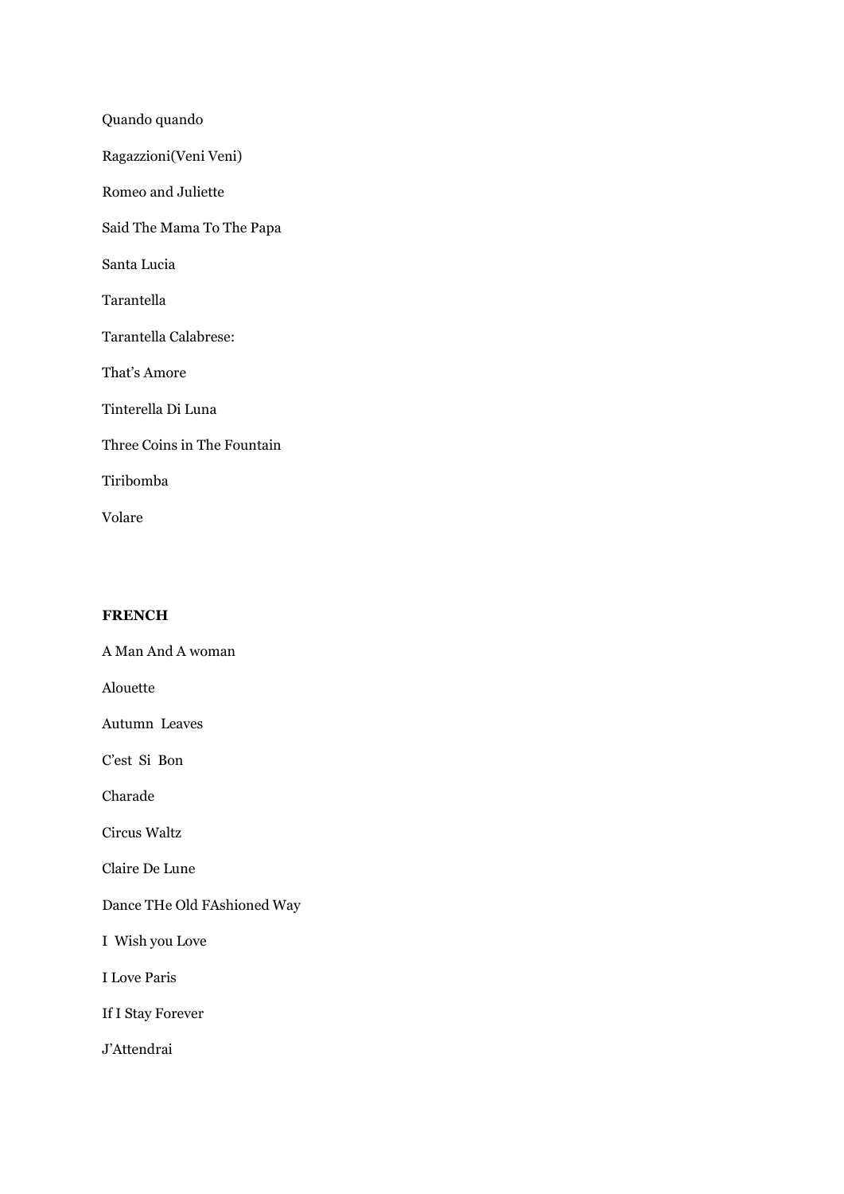Quando quando

Ragazzioni(Veni Veni)

Romeo and Juliette

Said The Mama To The Papa

Santa Lucia

Tarantella

Tarantella Calabrese:

That's Amore

Tinterella Di Luna

Three Coins in The Fountain

Tiribomba

Volare

**FRENCH**

A Man And A woman

Alouette

Autumn  Leaves

C'est  Si  Bon

Charade

Circus Waltz

Claire De Lune

Dance THe Old FAshioned Way

I  Wish you Love

I Love Paris

If I Stay Forever

J'Attendrai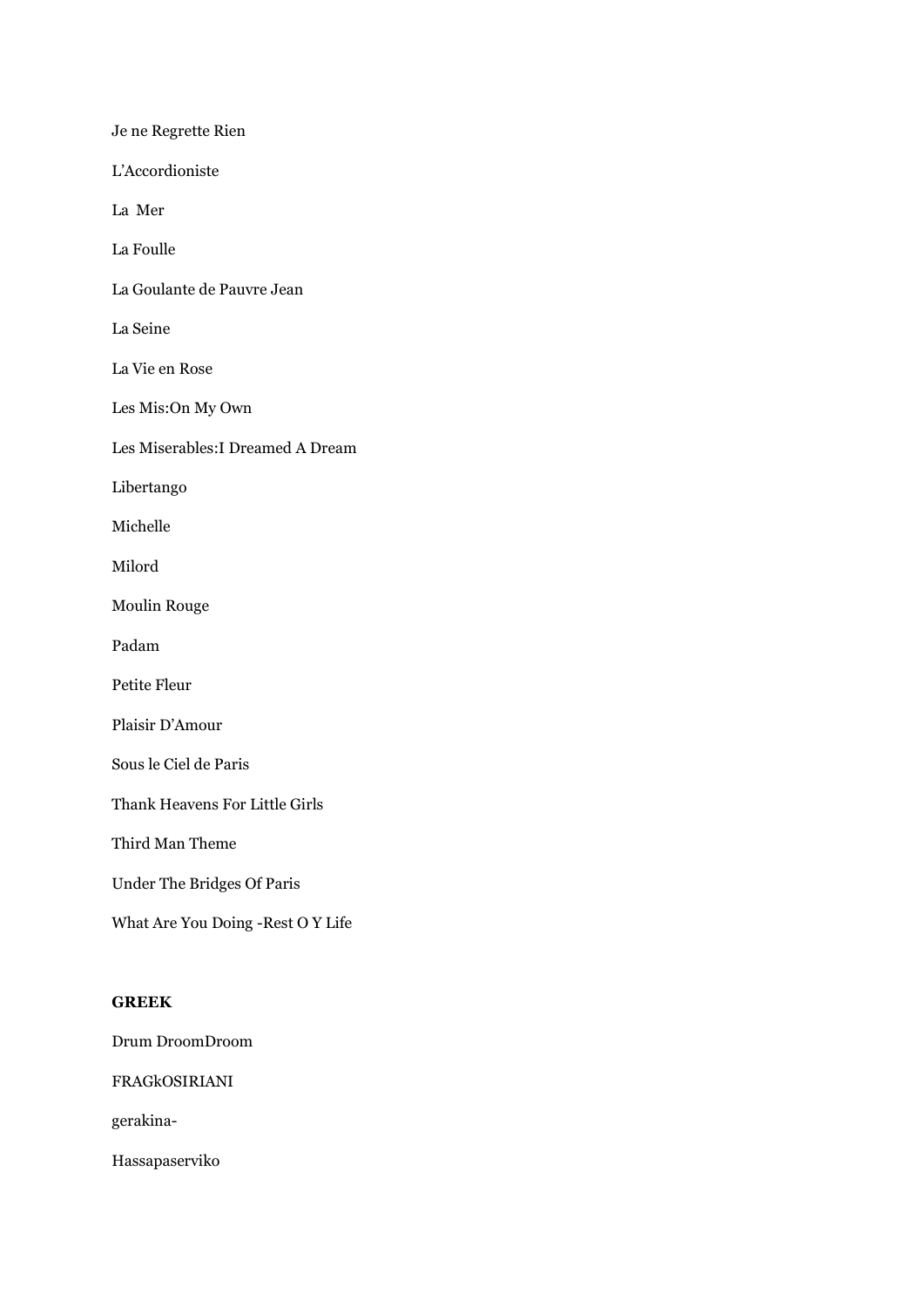Je ne Regrette Rien

L'Accordioniste

La  Mer

La Foulle

La Goulante de Pauvre Jean

La Seine

La Vie en Rose

Les Mis:On My Own

Les Miserables:I Dreamed A Dream

Libertango

Michelle

Milord

Moulin Rouge

Padam

Petite Fleur

Plaisir D'Amour

Sous le Ciel de Paris

Thank Heavens For Little Girls

Third Man Theme

Under The Bridges Of Paris

What Are You Doing -Rest O Y Life

**GREEK**

Drum DroomDroom

FRAGkOSIRIANI

gerakina-

Hassapaserviko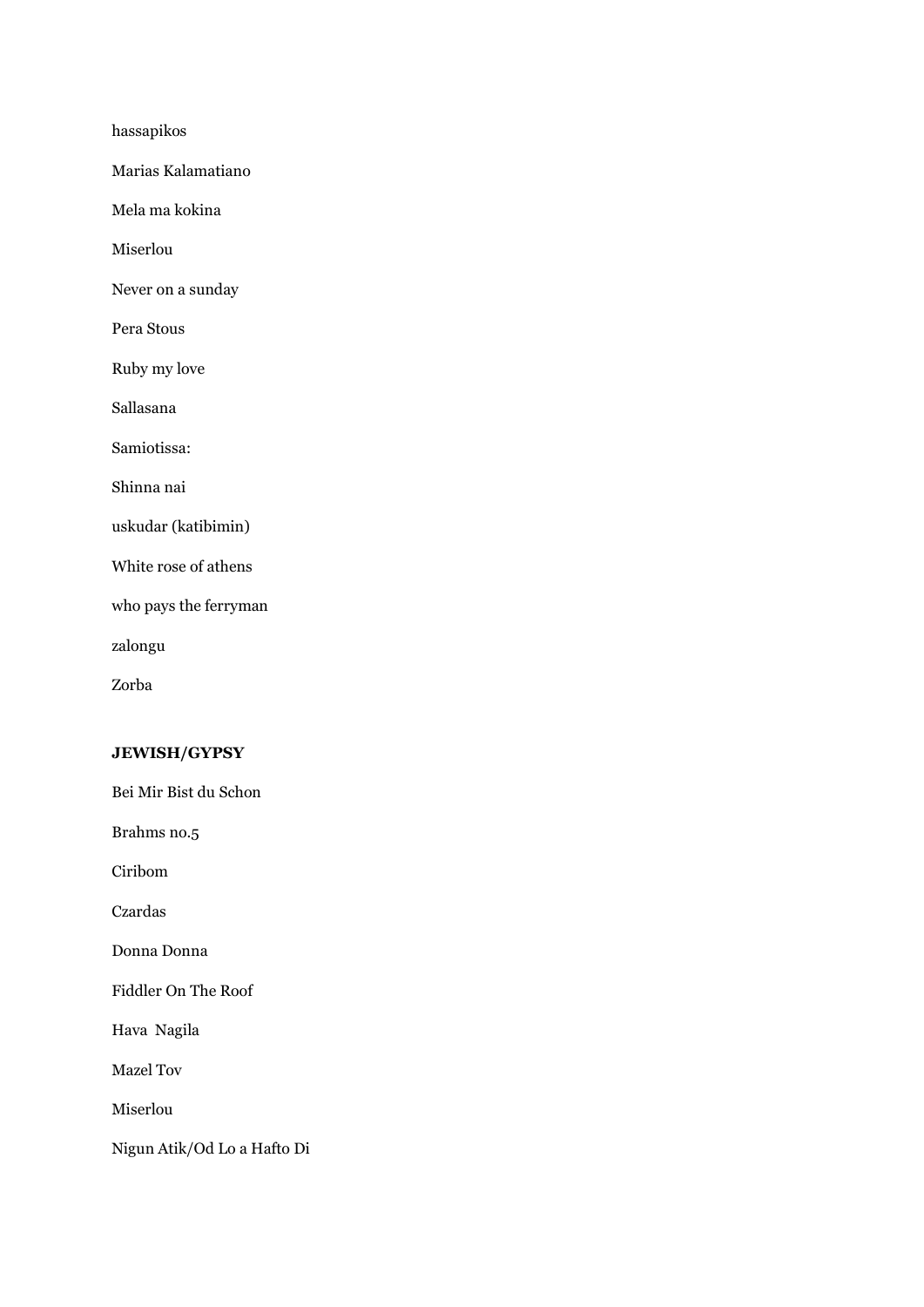hassapikos

Marias Kalamatiano

Mela ma kokina

Miserlou

Never on a sunday

Pera Stous

Ruby my love

Sallasana

Samiotissa:

Shinna nai

uskudar (katibimin)

White rose of athens

who pays the ferryman

zalongu

Zorba

**JEWISH/GYPSY**

Bei Mir Bist du Schon

Brahms no.5

Ciribom

Czardas

Donna Donna

Fiddler On The Roof

Hava Nagila

Mazel Tov

Miserlou

Nigun Atik/Od Lo a Hafto Di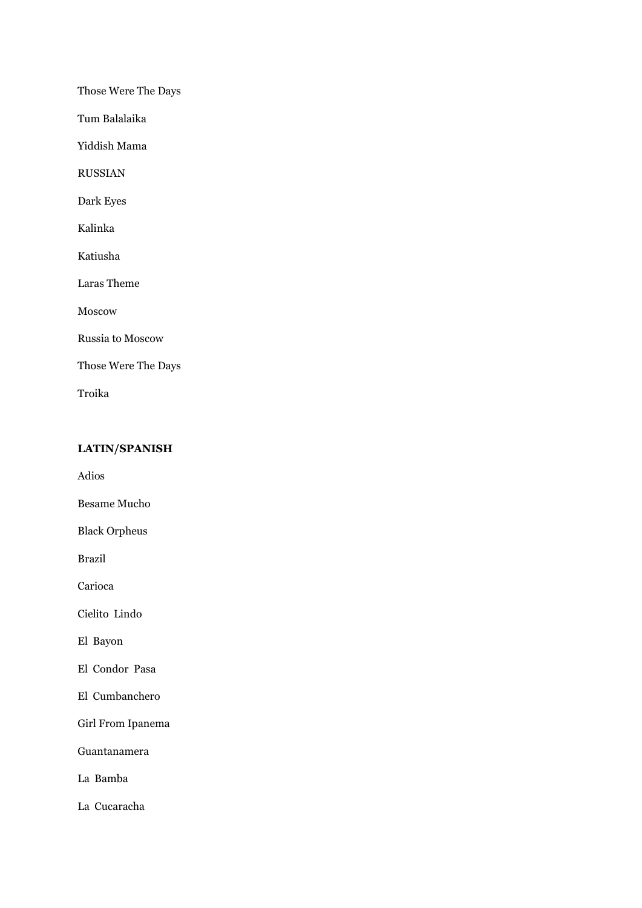Those Were The Days

Tum Balalaika

Yiddish Mama

RUSSIAN

Dark Eyes

Kalinka

Katiusha

Laras Theme

Moscow

Russia to Moscow

Those Were The Days

Troika

**LATIN/SPANISH**

Adios

Besame Mucho

Black Orpheus

Brazil

Carioca

Cielito Lindo

El Bayon

El Condor Pasa

El Cumbanchero

Girl From Ipanema

Guantanamera

La Bamba

La Cucaracha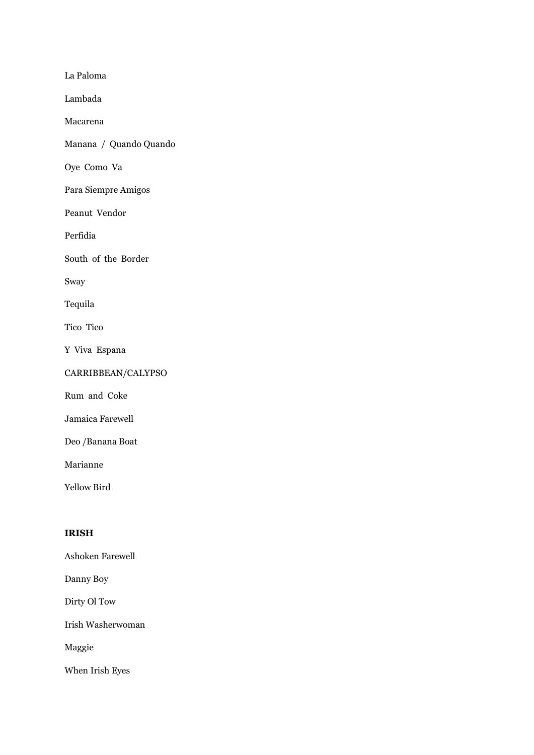La Paloma

Lambada

Macarena

Manana / Quando Quando

Oye Como Va

Para Siempre Amigos

Peanut Vendor

Perfidia

South of the Border

Sway

Tequila

Tico Tico

Y Viva Espana

CARRIBBEAN/CALYPSO

Rum and Coke

Jamaica Farewell

Deo /Banana Boat

Marianne

Yellow Bird

**IRISH**

Ashoken Farewell

Danny Boy

Dirty Ol Tow

Irish Washerwoman

Maggie

When Irish Eyes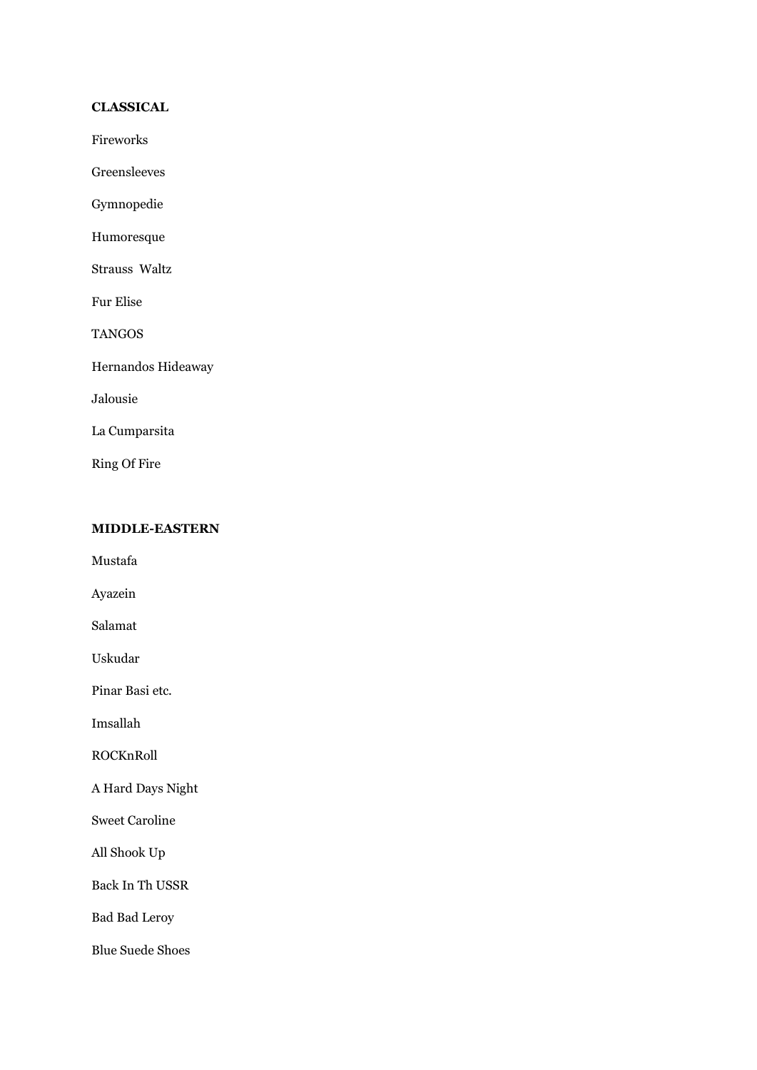**CLASSICAL**

Fireworks

Greensleeves

Gymnopedie

Humoresque

Strauss Waltz

Fur Elise

TANGOS

Hernandos Hideaway

Jalousie

La Cumparsita

Ring Of Fire

**MIDDLE-EASTERN**

Mustafa

Ayazein

Salamat

Uskudar

Pinar Basi etc.

Imsallah

ROCKnRoll

A Hard Days Night

Sweet Caroline

All Shook Up

Back In Th USSR

Bad Bad Leroy

Blue Suede Shoes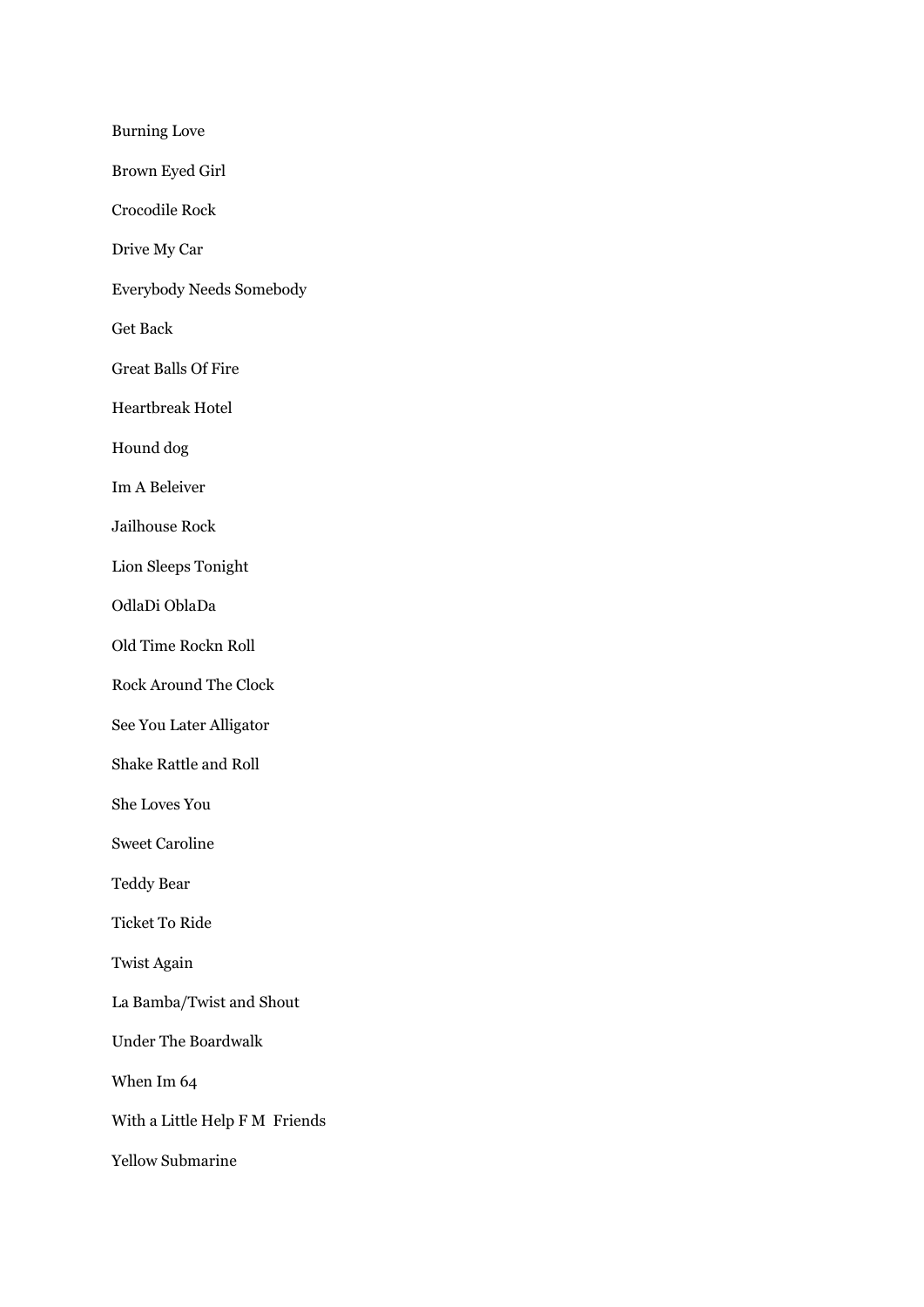Burning Love

Brown Eyed Girl

Crocodile Rock

Drive My Car

Everybody Needs Somebody

Get Back

Great Balls Of Fire

Heartbreak Hotel

Hound dog

Im A Beleiver

Jailhouse Rock

Lion Sleeps Tonight

OdlaDi OblaDa

Old Time Rockn Roll

Rock Around The Clock

See You Later Alligator

Shake Rattle and Roll

She Loves You

Sweet Caroline

Teddy Bear

Ticket To Ride

Twist Again

La Bamba/Twist and Shout

Under The Boardwalk

When Im 64

With a Little Help F M  Friends

Yellow Submarine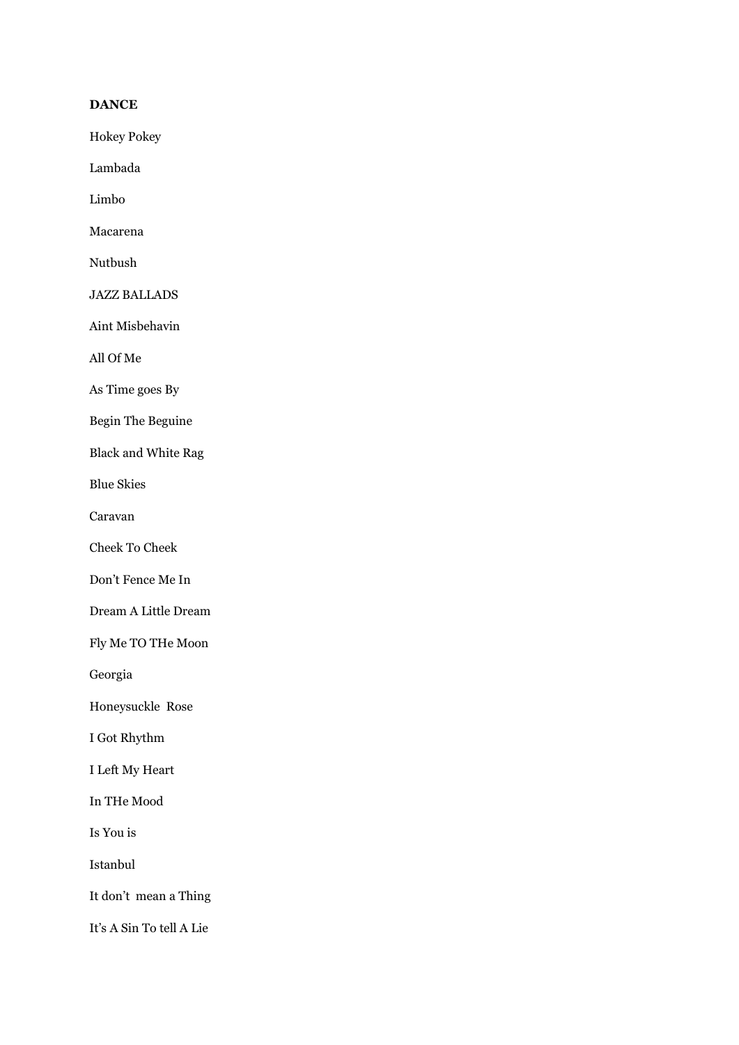**DANCE**

Hokey Pokey

Lambada

Limbo

Macarena

Nutbush

JAZZ BALLADS

Aint Misbehavin

All Of Me

As Time goes By

Begin The Beguine

Black and White Rag

Blue Skies

Caravan

Cheek To Cheek

Don't Fence Me In

Dream A Little Dream

Fly Me TO THe Moon

Georgia

Honeysuckle  Rose

I Got Rhythm

I Left My Heart

In THe Mood

Is You is

Istanbul

It don't  mean a Thing

It's A Sin To tell A Lie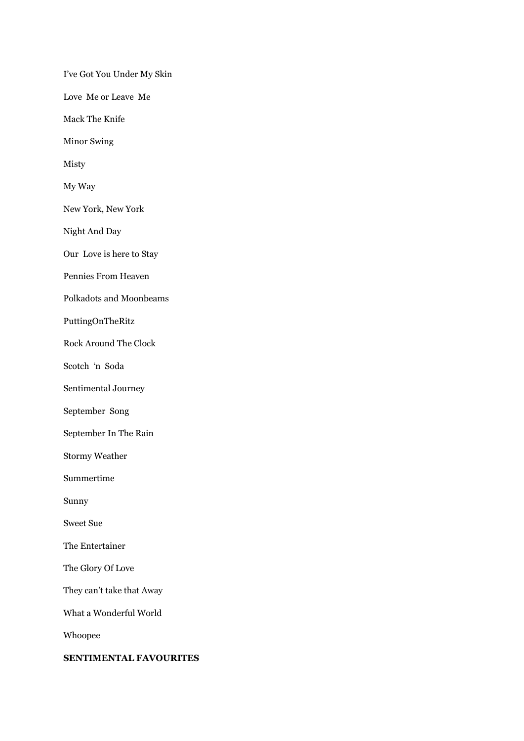I've Got You Under My Skin

Love Me or Leave Me

Mack The Knife

Minor Swing

Misty

My Way

New York, New York

Night And Day

Our Love is here to Stay

Pennies From Heaven

Polkadots and Moonbeams

PuttingOnTheRitz

Rock Around The Clock

Scotch 'n Soda

Sentimental Journey

September Song

September In The Rain

Stormy Weather

Summertime

Sunny

Sweet Sue

The Entertainer

The Glory Of Love

They can't take that Away

What a Wonderful World

Whoopee

**SENTIMENTAL FAVOURITES**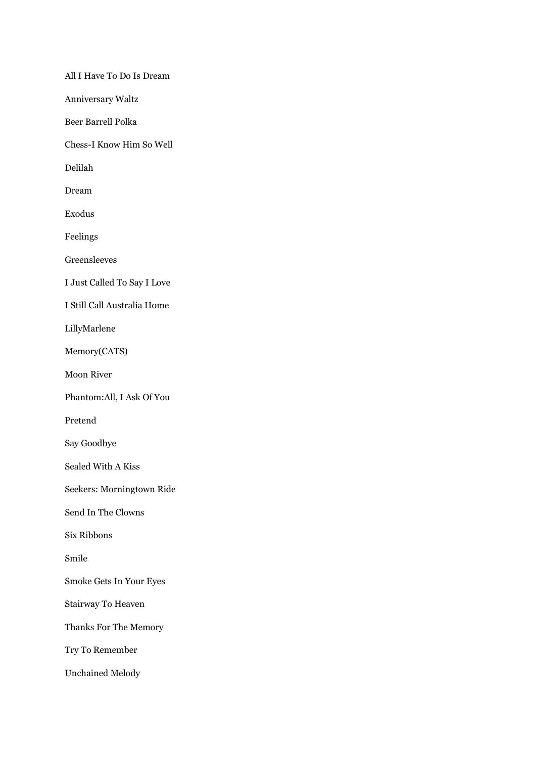All I Have To Do Is Dream

Anniversary Waltz

Beer Barrell Polka

Chess-I Know Him So Well

Delilah

Dream

Exodus

Feelings

Greensleeves

I Just Called To Say I Love

I Still Call Australia Home

LillyMarlene

Memory(CATS)

Moon River

Phantom:All, I Ask Of You

Pretend

Say Goodbye

Sealed With A Kiss

Seekers: Morningtown Ride

Send In The Clowns

Six Ribbons

Smile

Smoke Gets In Your Eyes

Stairway To Heaven

Thanks For The Memory

Try To Remember

Unchained Melody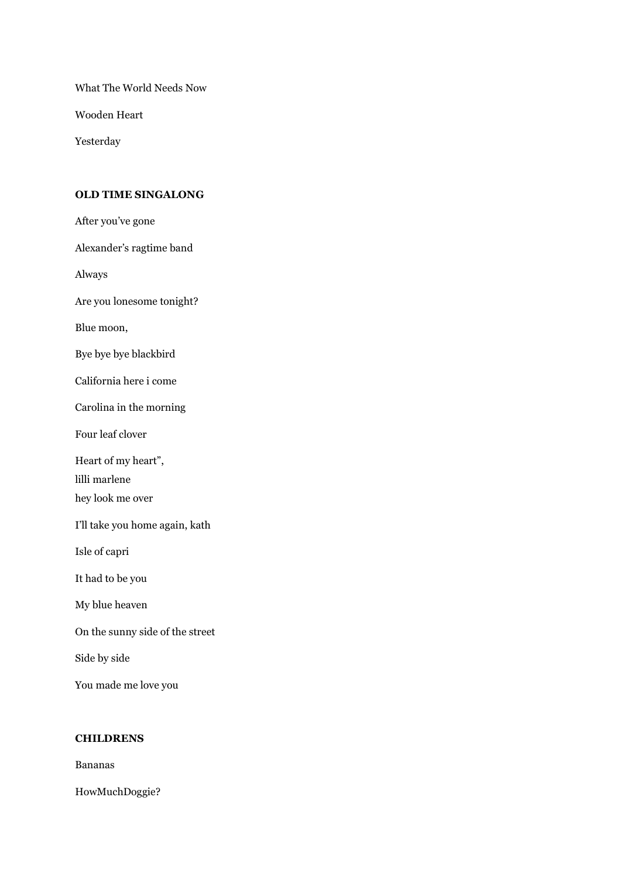What The World Needs Now

Wooden Heart

Yesterday

**OLD TIME SINGALONG**

After you've gone

Alexander's ragtime band

Always

Are you lonesome tonight?

Blue moon,

Bye bye bye blackbird

California here i come

Carolina in the morning

Four leaf clover

Heart of my heart",
lilli marlene
hey look me over

I'll take you home again, kath

Isle of capri

It had to be you

My blue heaven

On the sunny side of the street

Side by side

You made me love you

**CHILDRENS**

Bananas

HowMuchDoggie?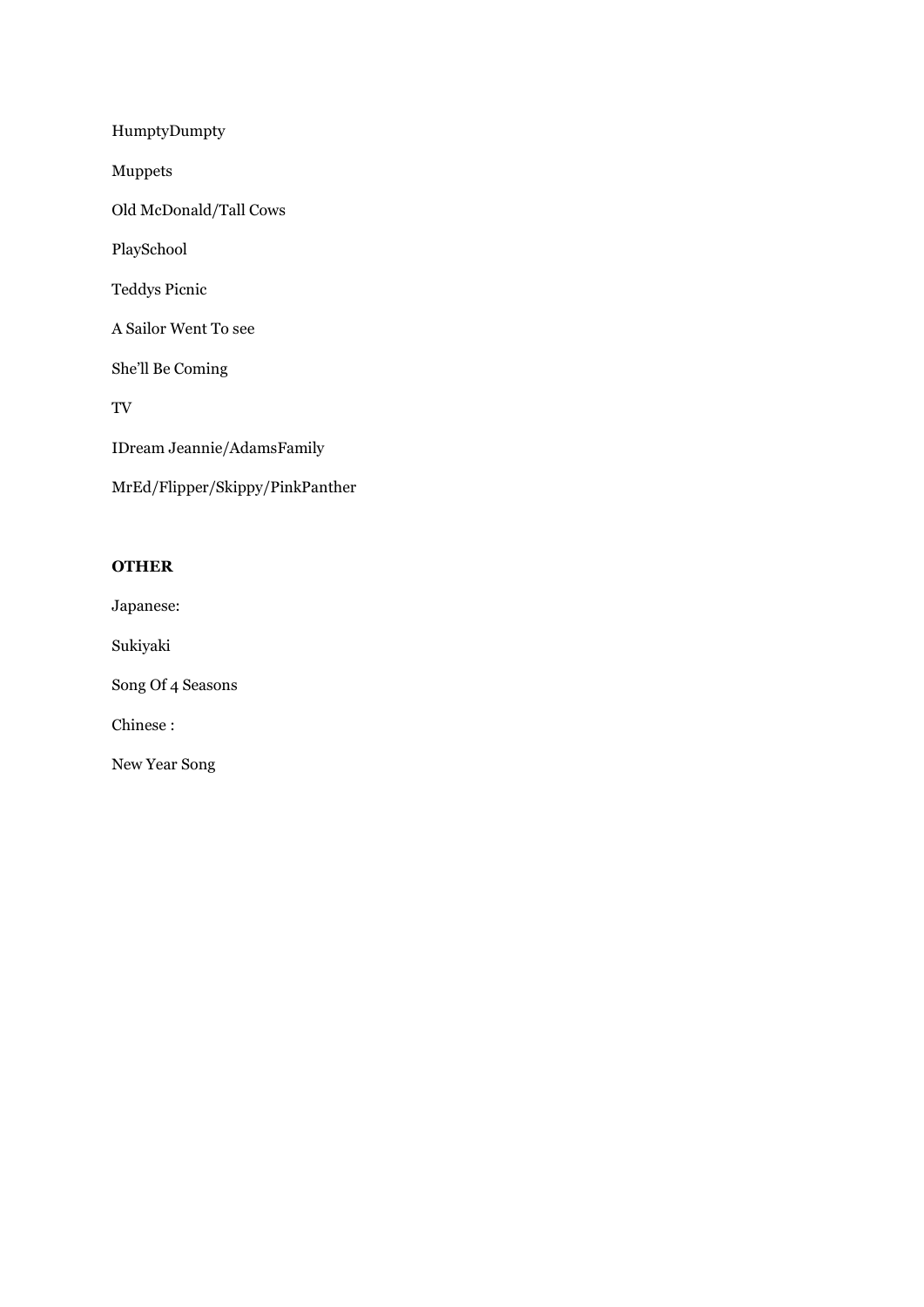HumptyDumpty

Muppets

Old McDonald/Tall Cows

PlaySchool

Teddys Picnic

A Sailor Went To see

She'll Be Coming

TV

IDream Jeannie/AdamsFamily

MrEd/Flipper/Skippy/PinkPanther

**OTHER**

Japanese:

Sukiyaki

Song Of 4 Seasons

Chinese :

New Year Song